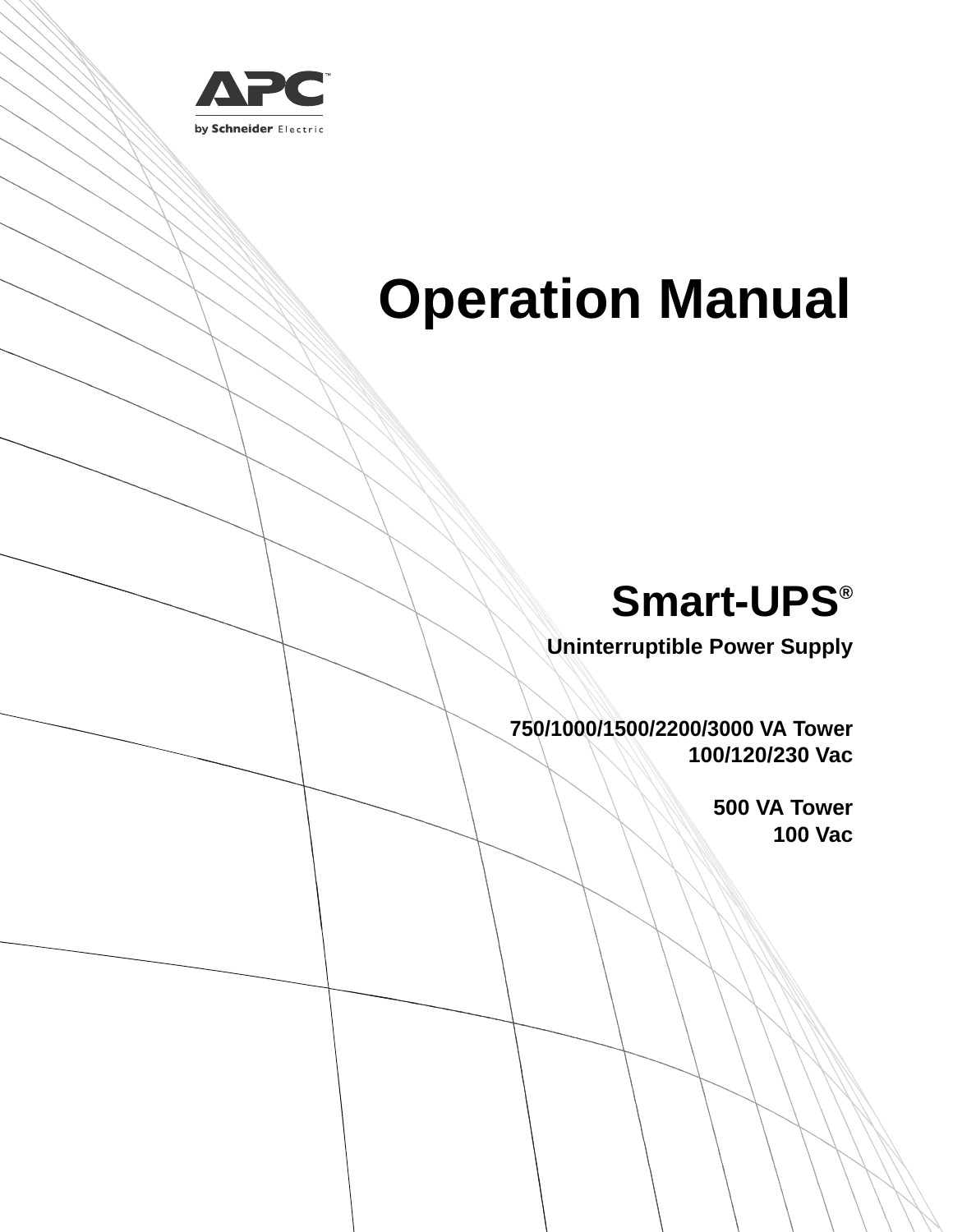APC™

by Schneider Electric

# Operation Manual

## Smart-UPS®

**Uninterruptible Power Supply**

**750/1000/1500/2200/3000 VA Tower**
**100/120/230 Vac**

**500 VA Tower**
**100 Vac**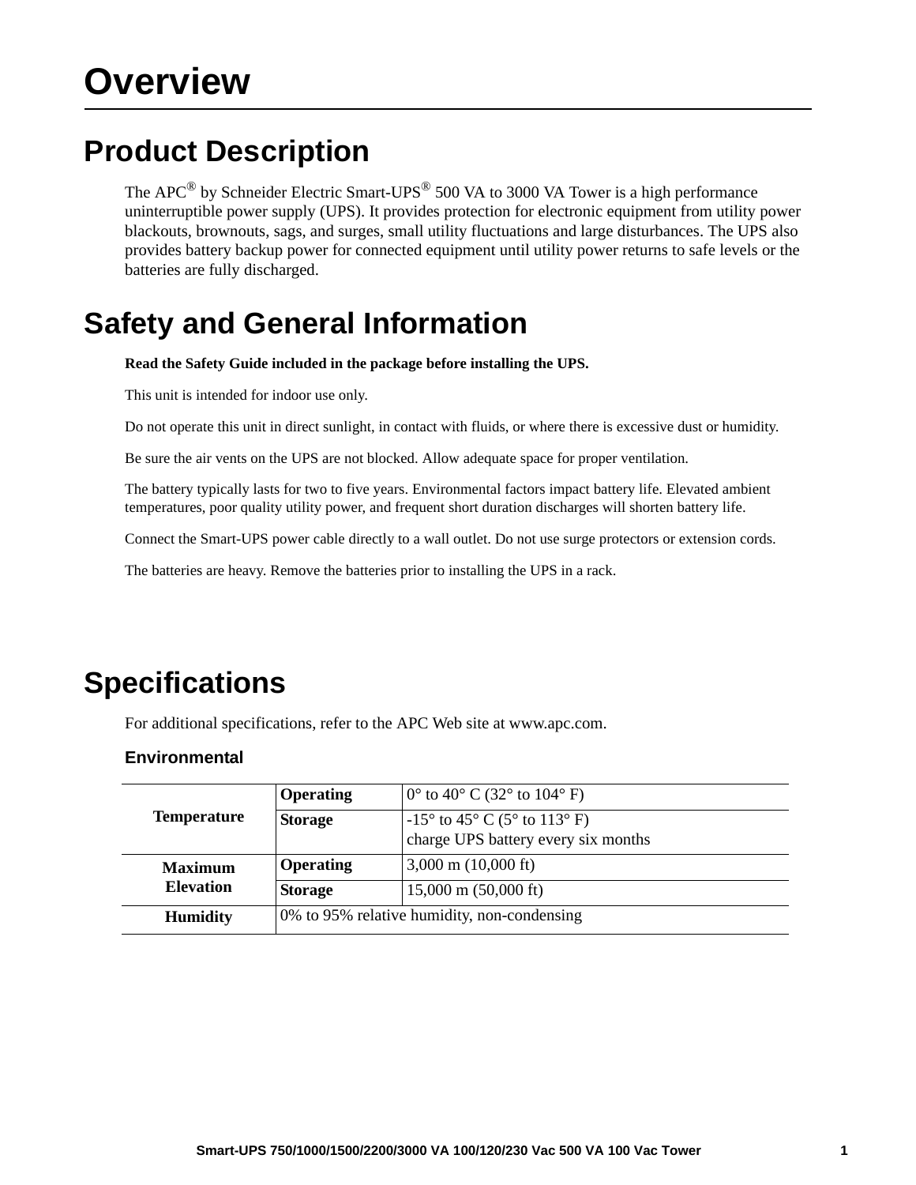# Overview

## Product Description

The APC® by Schneider Electric Smart-UPS® 500 VA to 3000 VA Tower is a high performance uninterruptible power supply (UPS). It provides protection for electronic equipment from utility power blackouts, brownouts, sags, and surges, small utility fluctuations and large disturbances. The UPS also provides battery backup power for connected equipment until utility power returns to safe levels or the batteries are fully discharged.

## Safety and General Information

**Read the Safety Guide included in the package before installing the UPS.**

This unit is intended for indoor use only.

Do not operate this unit in direct sunlight, in contact with fluids, or where there is excessive dust or humidity.

Be sure the air vents on the UPS are not blocked. Allow adequate space for proper ventilation.

The battery typically lasts for two to five years. Environmental factors impact battery life. Elevated ambient temperatures, poor quality utility power, and frequent short duration discharges will shorten battery life.

Connect the Smart-UPS power cable directly to a wall outlet. Do not use surge protectors or extension cords.

The batteries are heavy. Remove the batteries prior to installing the UPS in a rack.

## Specifications

For additional specifications, refer to the APC Web site at www.apc.com.

### Environmental

| | | |
|---|---|---|
| **Temperature** | **Operating** | 0° to 40° C (32° to 104° F) |
| | **Storage** | -15° to 45° C (5° to 113° F)<br>charge UPS battery every six months |
| **Maximum Elevation** | **Operating** | 3,000 m (10,000 ft) |
| | **Storage** | 15,000 m (50,000 ft) |
| **Humidity** | 0% to 95% relative humidity, non-condensing | |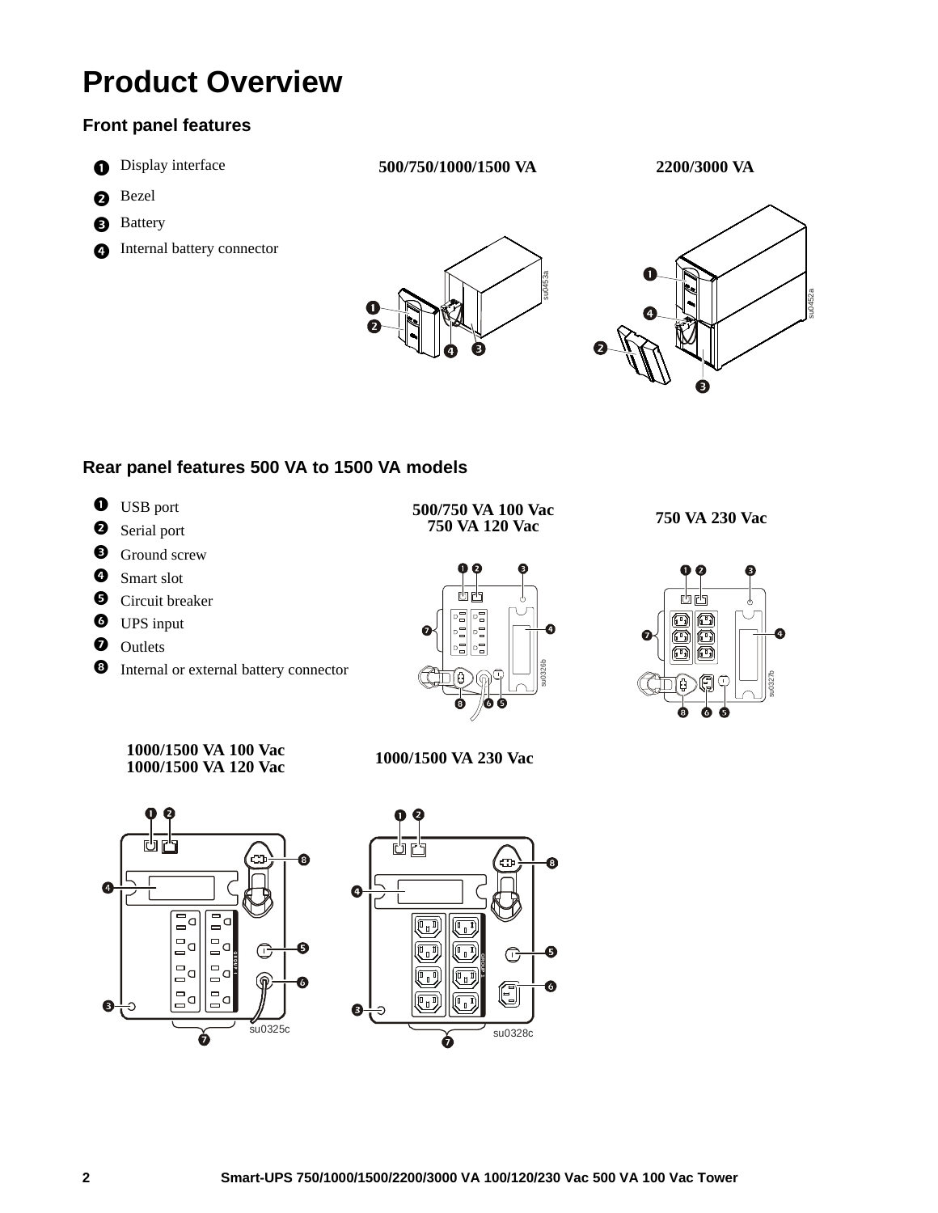# Product Overview

## Front panel features

1. Display interface
2. Bezel
3. Battery
4. Internal battery connector

**500/750/1000/1500 VA**

**2200/3000 VA**

## Rear panel features 500 VA to 1500 VA models

1. USB port
2. Serial port
3. Ground screw
4. Smart slot
5. Circuit breaker
6. UPS input
7. Outlets
8. Internal or external battery connector

**500/750 VA 100 Vac**
**750 VA 120 Vac**

**750 VA 230 Vac**

**1000/1500 VA 100 Vac**
**1000/1500 VA 120 Vac**

**1000/1500 VA 230 Vac**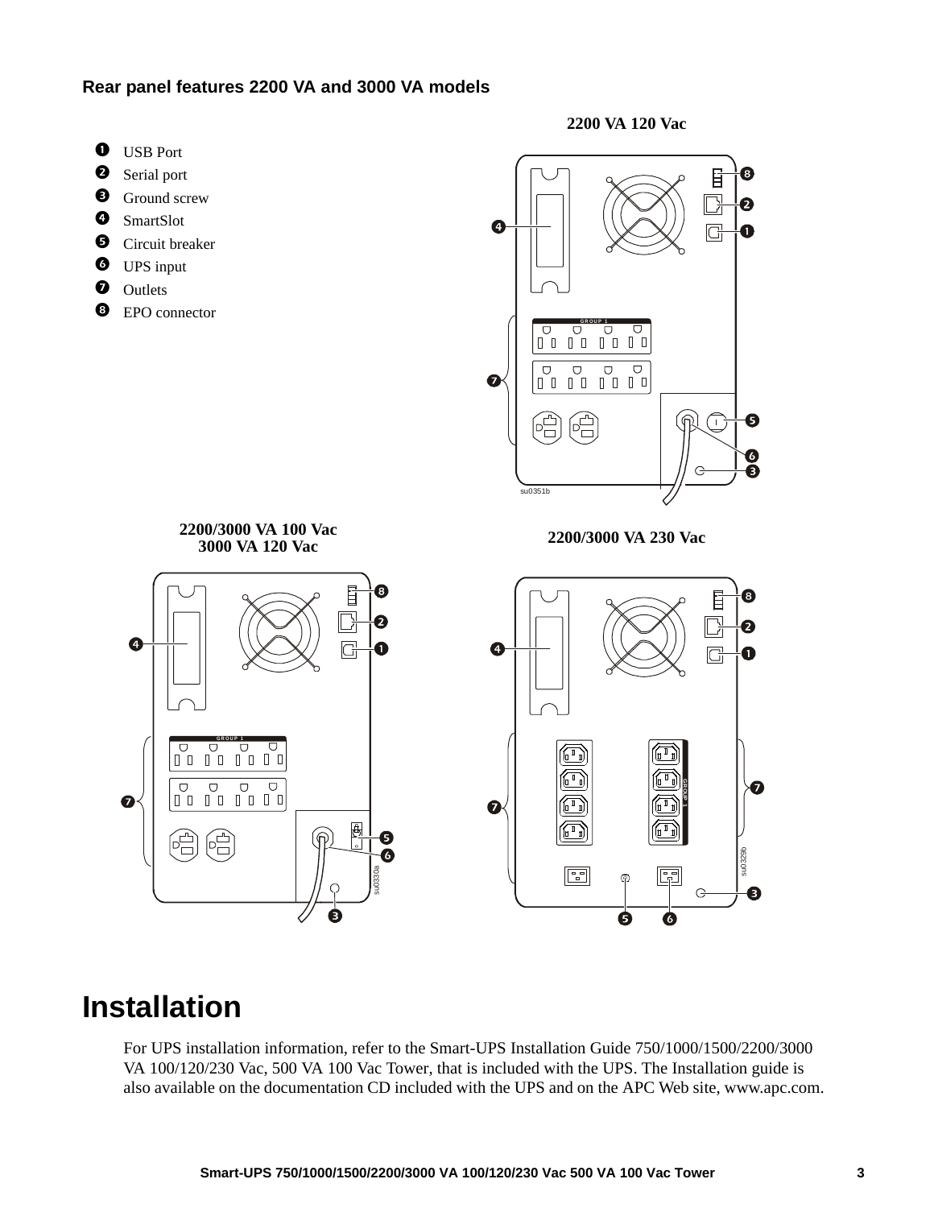### Rear panel features 2200 VA and 3000 VA models

1. USB Port
2. Serial port
3. Ground screw
4. SmartSlot
5. Circuit breaker
6. UPS input
7. Outlets
8. EPO connector

**2200 VA 120 Vac**

**2200/3000 VA 100 Vac**
**3000 VA 120 Vac**

**2200/3000 VA 230 Vac**

# Installation

For UPS installation information, refer to the Smart-UPS Installation Guide 750/1000/1500/2200/3000 VA 100/120/230 Vac, 500 VA 100 Vac Tower, that is included with the UPS. The Installation guide is also available on the documentation CD included with the UPS and on the APC Web site, www.apc.com.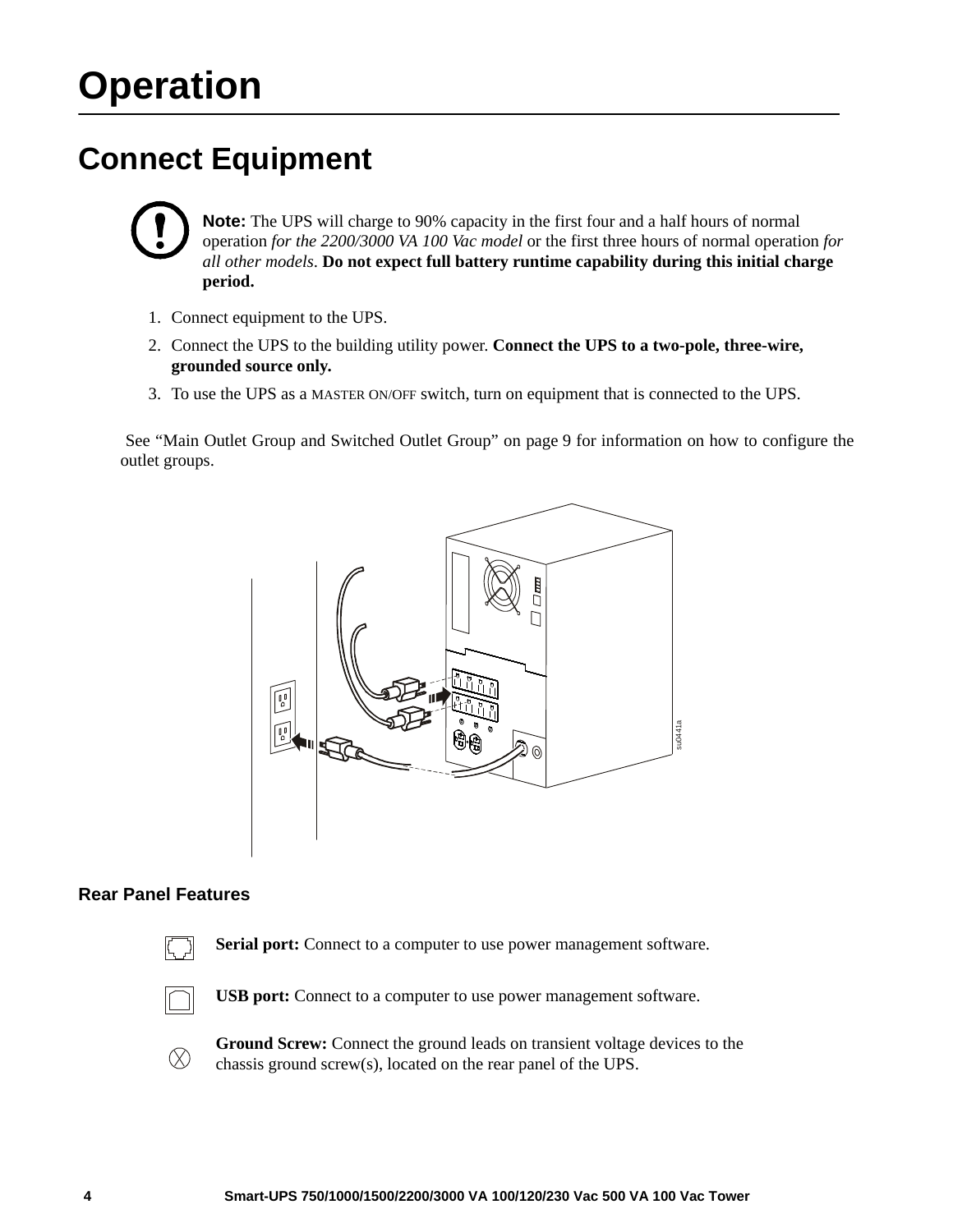# Operation

## Connect Equipment

**Note:** The UPS will charge to 90% capacity in the first four and a half hours of normal operation *for the 2200/3000 VA 100 Vac model* or the first three hours of normal operation *for all other models*. **Do not expect full battery runtime capability during this initial charge period.**

1. Connect equipment to the UPS.
2. Connect the UPS to the building utility power. **Connect the UPS to a two-pole, three-wire, grounded source only.**
3. To use the UPS as a MASTER ON/OFF switch, turn on equipment that is connected to the UPS.

See "Main Outlet Group and Switched Outlet Group" on page 9 for information on how to configure the outlet groups.

### Rear Panel Features

**Serial port:** Connect to a computer to use power management software.

**USB port:** Connect to a computer to use power management software.

**Ground Screw:** Connect the ground leads on transient voltage devices to the chassis ground screw(s), located on the rear panel of the UPS.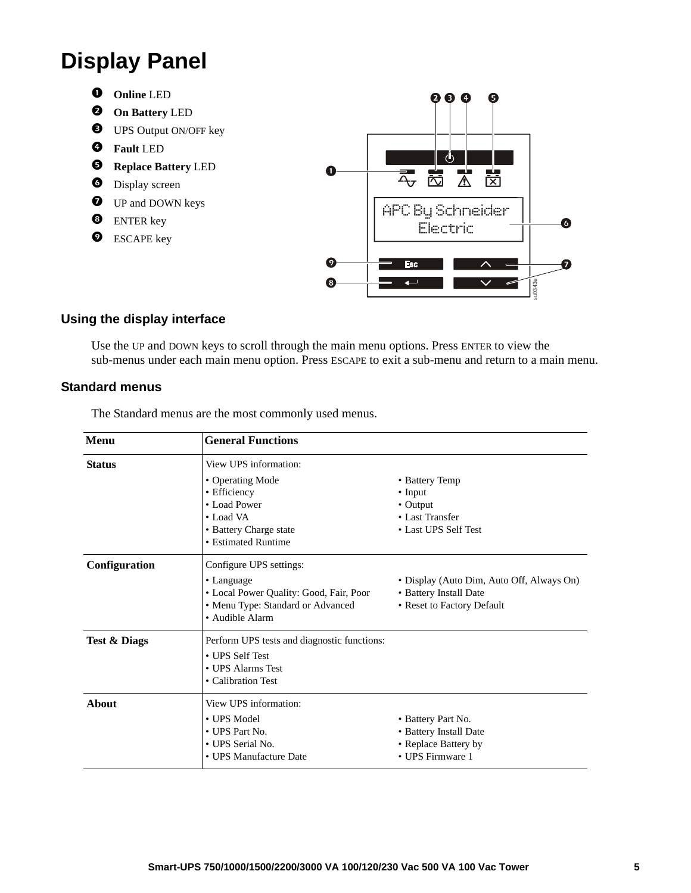# Display Panel

1. **Online** LED
2. **On Battery** LED
3. UPS Output ON/OFF key
4. **Fault** LED
5. **Replace Battery** LED
6. Display screen
7. UP and DOWN keys
8. ENTER key
9. ESCAPE key

### Using the display interface

Use the UP and DOWN keys to scroll through the main menu options. Press ENTER to view the sub-menus under each main menu option. Press ESCAPE to exit a sub-menu and return to a main menu.

### Standard menus

The Standard menus are the most commonly used menus.

| Menu | General Functions | |
|---|---|---|
| **Status** | View UPS information:<br>• Operating Mode<br>• Efficiency<br>• Load Power<br>• Load VA<br>• Battery Charge state<br>• Estimated Runtime | • Battery Temp<br>• Input<br>• Output<br>• Last Transfer<br>• Last UPS Self Test |
| **Configuration** | Configure UPS settings:<br>• Language<br>• Local Power Quality: Good, Fair, Poor<br>• Menu Type: Standard or Advanced<br>• Audible Alarm | • Display (Auto Dim, Auto Off, Always On)<br>• Battery Install Date<br>• Reset to Factory Default |
| **Test & Diags** | Perform UPS tests and diagnostic functions:<br>• UPS Self Test<br>• UPS Alarms Test<br>• Calibration Test | |
| **About** | View UPS information:<br>• UPS Model<br>• UPS Part No.<br>• UPS Serial No.<br>• UPS Manufacture Date | • Battery Part No.<br>• Battery Install Date<br>• Replace Battery by<br>• UPS Firmware 1 |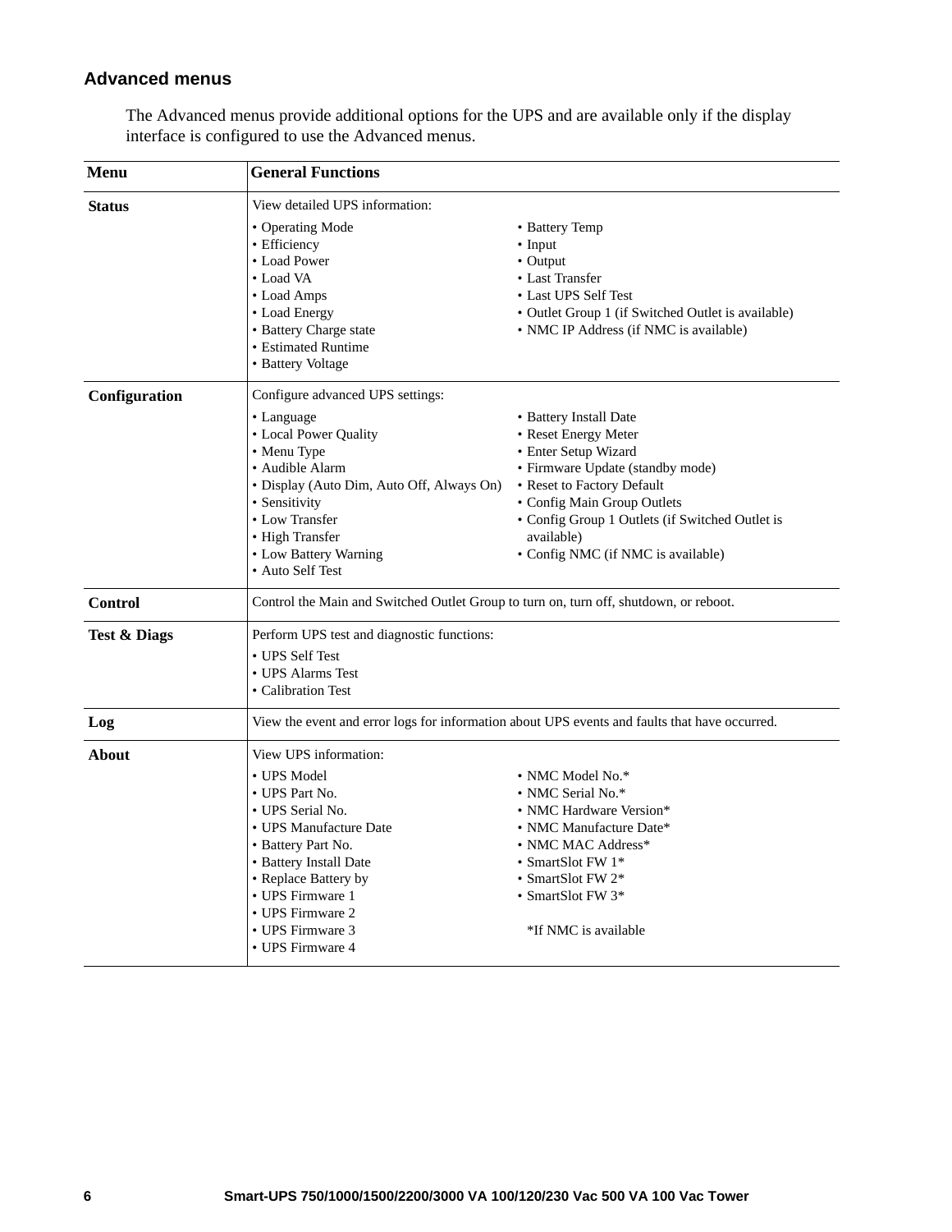## Advanced menus

The Advanced menus provide additional options for the UPS and are available only if the display interface is configured to use the Advanced menus.

| Menu | General Functions |
| --- | --- |
| **Status** | View detailed UPS information:<br>• Operating Mode<br>• Efficiency<br>• Load Power<br>• Load VA<br>• Load Amps<br>• Load Energy<br>• Battery Charge state<br>• Estimated Runtime<br>• Battery Voltage<br>• Battery Temp<br>• Input<br>• Output<br>• Last Transfer<br>• Last UPS Self Test<br>• Outlet Group 1 (if Switched Outlet is available)<br>• NMC IP Address (if NMC is available) |
| **Configuration** | Configure advanced UPS settings:<br>• Language<br>• Local Power Quality<br>• Menu Type<br>• Audible Alarm<br>• Display (Auto Dim, Auto Off, Always On)<br>• Sensitivity<br>• Low Transfer<br>• High Transfer<br>• Low Battery Warning<br>• Auto Self Test<br>• Battery Install Date<br>• Reset Energy Meter<br>• Enter Setup Wizard<br>• Firmware Update (standby mode)<br>• Reset to Factory Default<br>• Config Main Group Outlets<br>• Config Group 1 Outlets (if Switched Outlet is available)<br>• Config NMC (if NMC is available) |
| **Control** | Control the Main and Switched Outlet Group to turn on, turn off, shutdown, or reboot. |
| **Test & Diags** | Perform UPS test and diagnostic functions:<br>• UPS Self Test<br>• UPS Alarms Test<br>• Calibration Test |
| **Log** | View the event and error logs for information about UPS events and faults that have occurred. |
| **About** | View UPS information:<br>• UPS Model<br>• UPS Part No.<br>• UPS Serial No.<br>• UPS Manufacture Date<br>• Battery Part No.<br>• Battery Install Date<br>• Replace Battery by<br>• UPS Firmware 1<br>• UPS Firmware 2<br>• UPS Firmware 3<br>• UPS Firmware 4<br>• NMC Model No.*<br>• NMC Serial No.*<br>• NMC Hardware Version*<br>• NMC Manufacture Date*<br>• NMC MAC Address*<br>• SmartSlot FW 1*<br>• SmartSlot FW 2*<br>• SmartSlot FW 3*<br><br>*If NMC is available |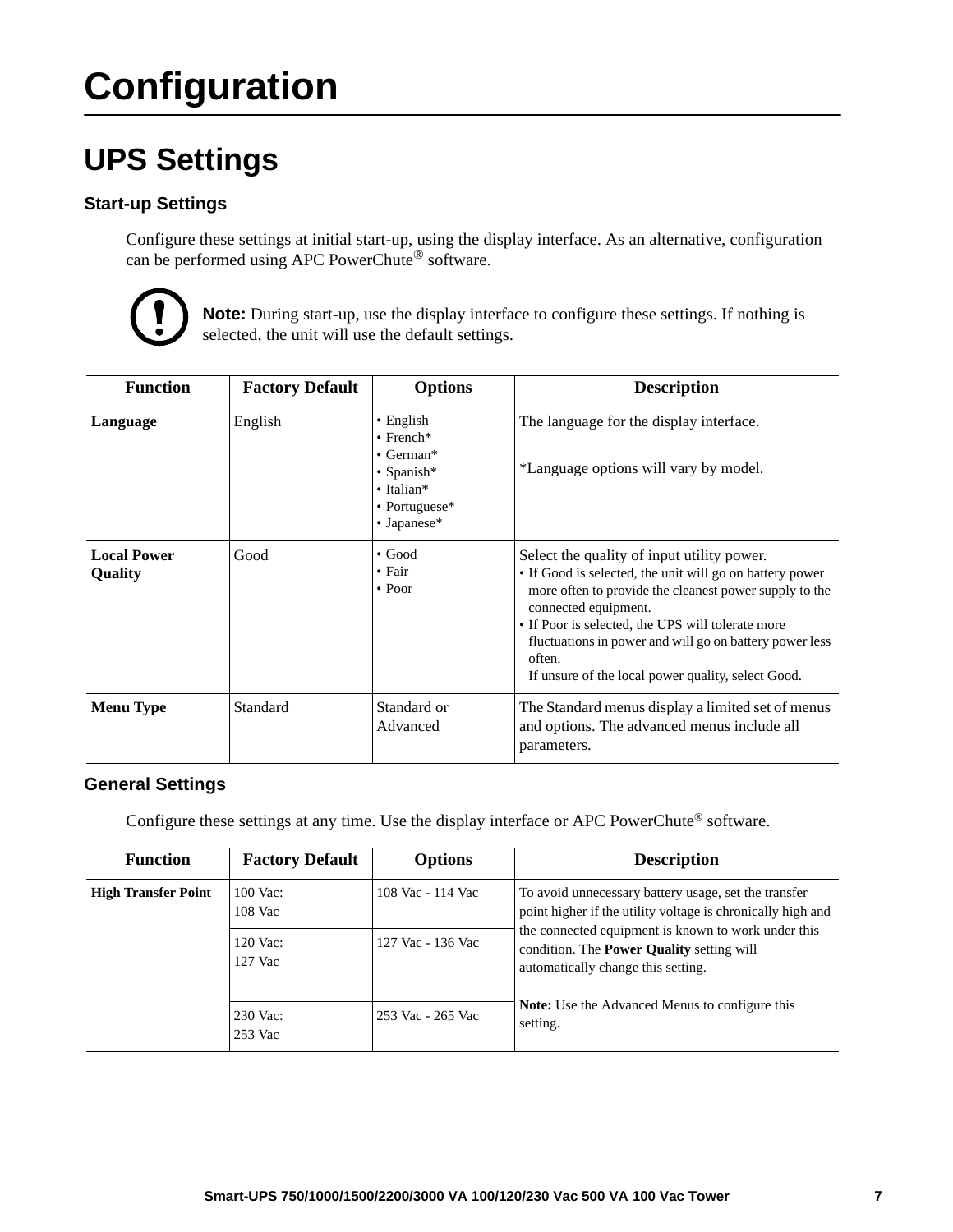# Configuration

## UPS Settings

### Start-up Settings

Configure these settings at initial start-up, using the display interface. As an alternative, configuration can be performed using APC PowerChute® software.

**Note:** During start-up, use the display interface to configure these settings. If nothing is selected, the unit will use the default settings.

| Function | Factory Default | Options | Description |
|---|---|---|---|
| **Language** | English | • English<br>• French*<br>• German*<br>• Spanish*<br>• Italian*<br>• Portuguese*<br>• Japanese* | The language for the display interface.<br><br>*Language options will vary by model. |
| **Local Power Quality** | Good | • Good<br>• Fair<br>• Poor | Select the quality of input utility power.<br>• If Good is selected, the unit will go on battery power more often to provide the cleanest power supply to the connected equipment.<br>• If Poor is selected, the UPS will tolerate more fluctuations in power and will go on battery power less often.<br>If unsure of the local power quality, select Good. |
| **Menu Type** | Standard | Standard or Advanced | The Standard menus display a limited set of menus and options. The advanced menus include all parameters. |

### General Settings

Configure these settings at any time. Use the display interface or APC PowerChute® software.

| Function | Factory Default | Options | Description |
|---|---|---|---|
| **High Transfer Point** | 100 Vac:<br>108 Vac | 108 Vac - 114 Vac | To avoid unnecessary battery usage, set the transfer point higher if the utility voltage is chronically high and the connected equipment is known to work under this condition. The **Power Quality** setting will automatically change this setting.<br><br>**Note:** Use the Advanced Menus to configure this setting. |
| | 120 Vac:<br>127 Vac | 127 Vac - 136 Vac | |
| | 230 Vac:<br>253 Vac | 253 Vac - 265 Vac | |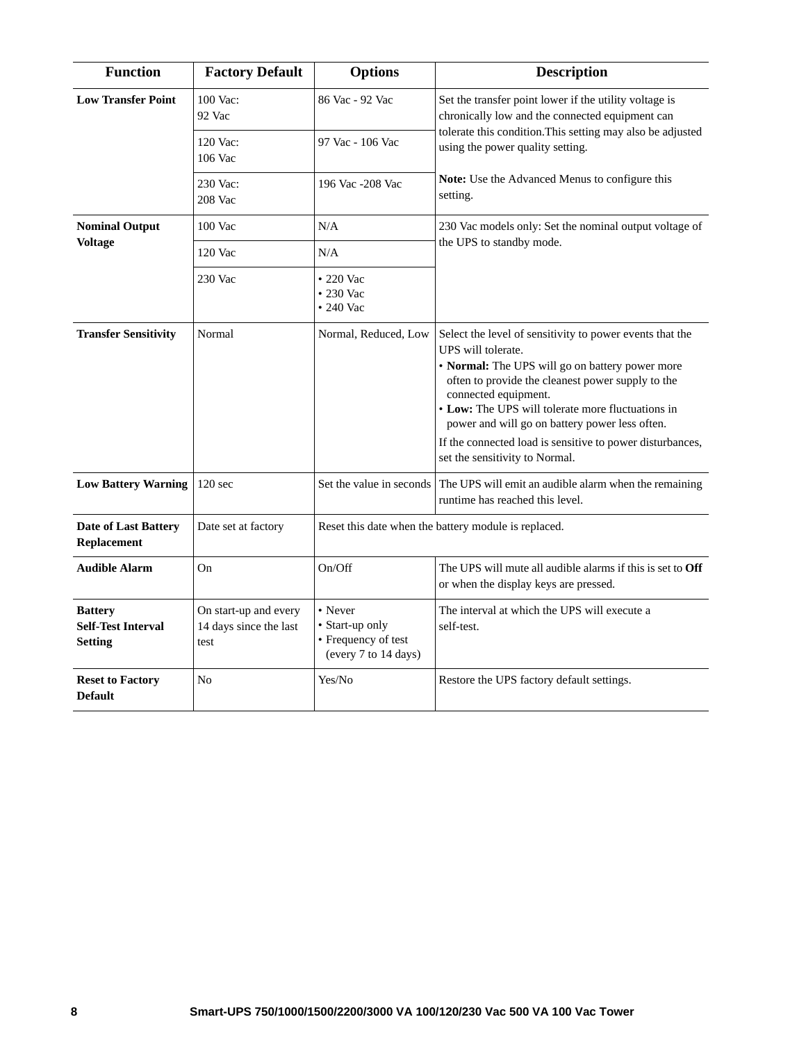| Function | Factory Default | Options | Description |
|---|---|---|---|
| **Low Transfer Point** | 100 Vac: 92 Vac | 86 Vac - 92 Vac | Set the transfer point lower if the utility voltage is chronically low and the connected equipment can tolerate this condition.This setting may also be adjusted using the power quality setting.<br><br>**Note:** Use the Advanced Menus to configure this setting. |
| | 120 Vac: 106 Vac | 97 Vac - 106 Vac | |
| | 230 Vac: 208 Vac | 196 Vac -208 Vac | |
| **Nominal Output Voltage** | 100 Vac | N/A | 230 Vac models only: Set the nominal output voltage of the UPS to standby mode. |
| | 120 Vac | N/A | |
| | 230 Vac | • 220 Vac<br>• 230 Vac<br>• 240 Vac | |
| **Transfer Sensitivity** | Normal | Normal, Reduced, Low | Select the level of sensitivity to power events that the UPS will tolerate.<br>• **Normal:** The UPS will go on battery power more often to provide the cleanest power supply to the connected equipment.<br>• **Low:** The UPS will tolerate more fluctuations in power and will go on battery power less often.<br>If the connected load is sensitive to power disturbances, set the sensitivity to Normal. |
| **Low Battery Warning** | 120 sec | Set the value in seconds | The UPS will emit an audible alarm when the remaining runtime has reached this level. |
| **Date of Last Battery Replacement** | Date set at factory | Reset this date when the battery module is replaced. | |
| **Audible Alarm** | On | On/Off | The UPS will mute all audible alarms if this is set to **Off** or when the display keys are pressed. |
| **Battery Self-Test Interval Setting** | On start-up and every 14 days since the last test | • Never<br>• Start-up only<br>• Frequency of test (every 7 to 14 days) | The interval at which the UPS will execute a self-test. |
| **Reset to Factory Default** | No | Yes/No | Restore the UPS factory default settings. |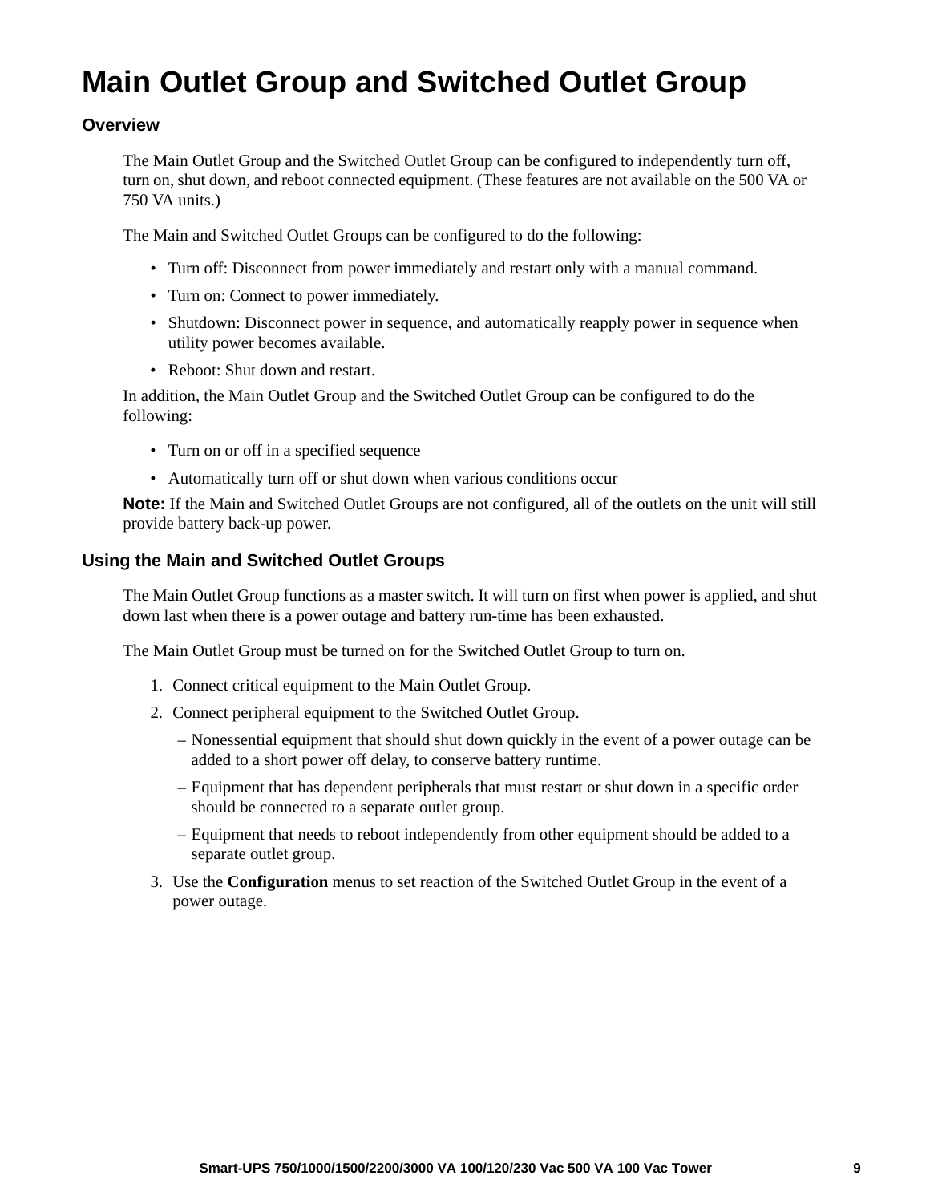# Main Outlet Group and Switched Outlet Group

### Overview

The Main Outlet Group and the Switched Outlet Group can be configured to independently turn off, turn on, shut down, and reboot connected equipment. (These features are not available on the 500 VA or 750 VA units.)

The Main and Switched Outlet Groups can be configured to do the following:

- Turn off: Disconnect from power immediately and restart only with a manual command.
- Turn on: Connect to power immediately.
- Shutdown: Disconnect power in sequence, and automatically reapply power in sequence when utility power becomes available.
- Reboot: Shut down and restart.

In addition, the Main Outlet Group and the Switched Outlet Group can be configured to do the following:

- Turn on or off in a specified sequence
- Automatically turn off or shut down when various conditions occur

**Note:** If the Main and Switched Outlet Groups are not configured, all of the outlets on the unit will still provide battery back-up power.

### Using the Main and Switched Outlet Groups

The Main Outlet Group functions as a master switch. It will turn on first when power is applied, and shut down last when there is a power outage and battery run-time has been exhausted.

The Main Outlet Group must be turned on for the Switched Outlet Group to turn on.

1. Connect critical equipment to the Main Outlet Group.
2. Connect peripheral equipment to the Switched Outlet Group.
   – Nonessential equipment that should shut down quickly in the event of a power outage can be added to a short power off delay, to conserve battery runtime.
   – Equipment that has dependent peripherals that must restart or shut down in a specific order should be connected to a separate outlet group.
   – Equipment that needs to reboot independently from other equipment should be added to a separate outlet group.
3. Use the **Configuration** menus to set reaction of the Switched Outlet Group in the event of a power outage.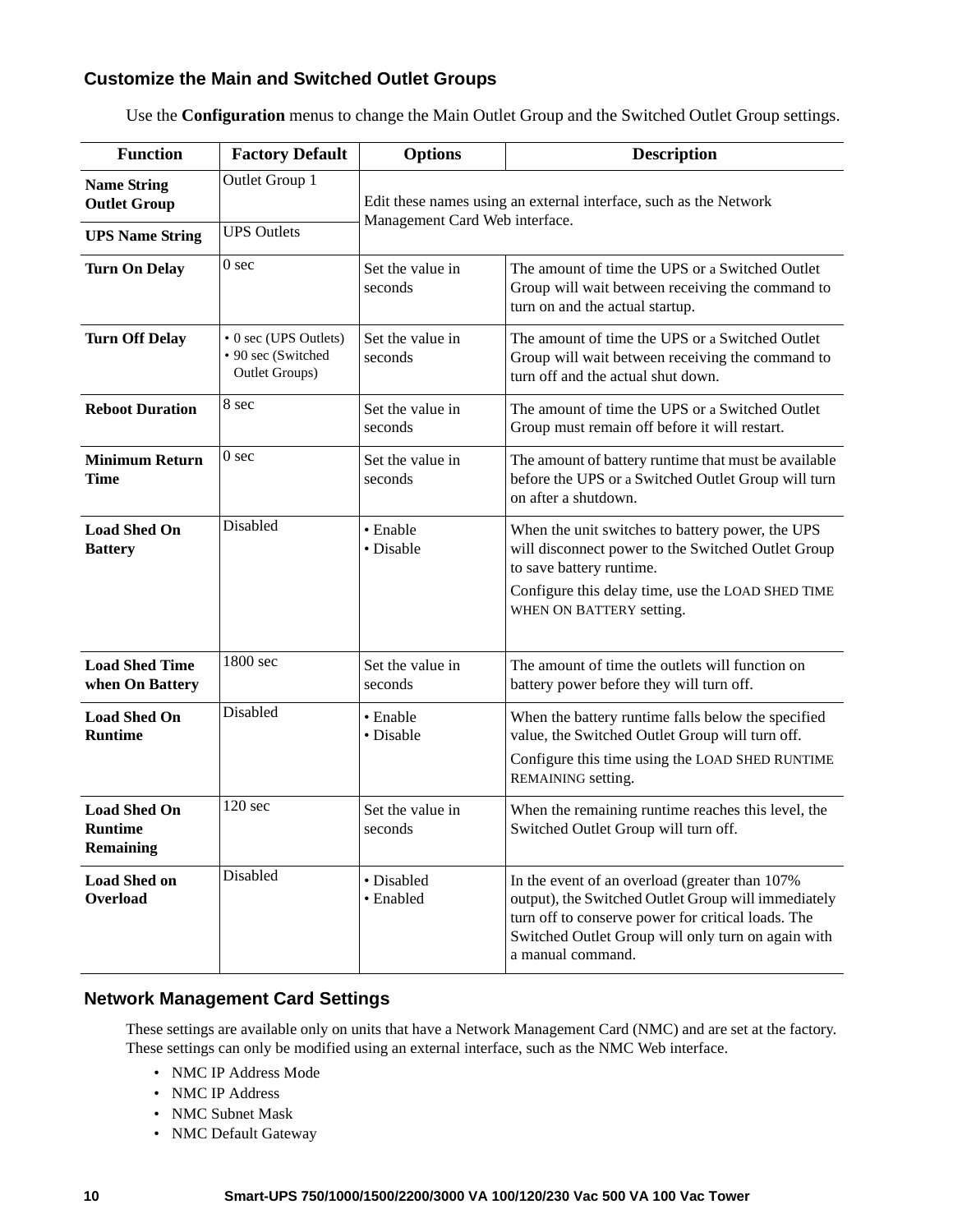### Customize the Main and Switched Outlet Groups

Use the **Configuration** menus to change the Main Outlet Group and the Switched Outlet Group settings.

| Function | Factory Default | Options | Description |
|---|---|---|---|
| **Name String Outlet Group** | Outlet Group 1 | Edit these names using an external interface, such as the Network Management Card Web interface. | |
| **UPS Name String** | UPS Outlets | | |
| **Turn On Delay** | 0 sec | Set the value in seconds | The amount of time the UPS or a Switched Outlet Group will wait between receiving the command to turn on and the actual startup. |
| **Turn Off Delay** | • 0 sec (UPS Outlets)<br>• 90 sec (Switched Outlet Groups) | Set the value in seconds | The amount of time the UPS or a Switched Outlet Group will wait between receiving the command to turn off and the actual shut down. |
| **Reboot Duration** | 8 sec | Set the value in seconds | The amount of time the UPS or a Switched Outlet Group must remain off before it will restart. |
| **Minimum Return Time** | 0 sec | Set the value in seconds | The amount of battery runtime that must be available before the UPS or a Switched Outlet Group will turn on after a shutdown. |
| **Load Shed On Battery** | Disabled | • Enable<br>• Disable | When the unit switches to battery power, the UPS will disconnect power to the Switched Outlet Group to save battery runtime.<br>Configure this delay time, use the LOAD SHED TIME WHEN ON BATTERY setting. |
| **Load Shed Time when On Battery** | 1800 sec | Set the value in seconds | The amount of time the outlets will function on battery power before they will turn off. |
| **Load Shed On Runtime** | Disabled | • Enable<br>• Disable | When the battery runtime falls below the specified value, the Switched Outlet Group will turn off.<br>Configure this time using the LOAD SHED RUNTIME REMAINING setting. |
| **Load Shed On Runtime Remaining** | 120 sec | Set the value in seconds | When the remaining runtime reaches this level, the Switched Outlet Group will turn off. |
| **Load Shed on Overload** | Disabled | • Disabled<br>• Enabled | In the event of an overload (greater than 107% output), the Switched Outlet Group will immediately turn off to conserve power for critical loads. The Switched Outlet Group will only turn on again with a manual command. |

### Network Management Card Settings

These settings are available only on units that have a Network Management Card (NMC) and are set at the factory. These settings can only be modified using an external interface, such as the NMC Web interface.

- NMC IP Address Mode
- NMC IP Address
- NMC Subnet Mask
- NMC Default Gateway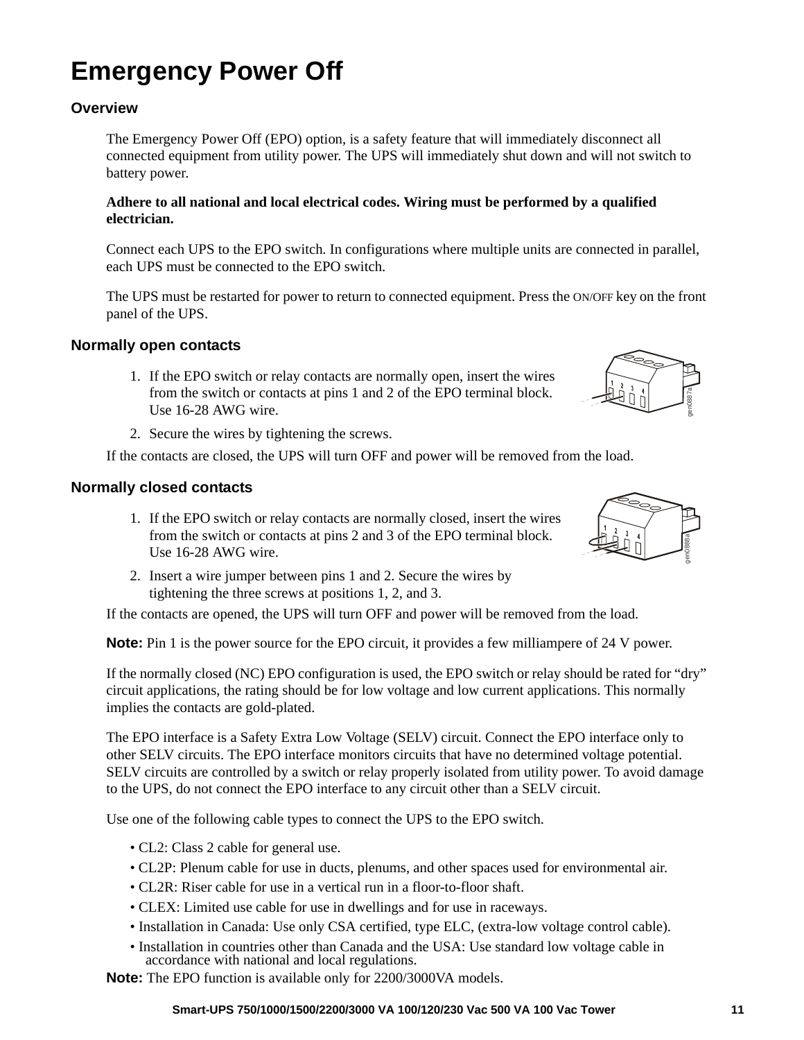# Emergency Power Off

## Overview

The Emergency Power Off (EPO) option, is a safety feature that will immediately disconnect all connected equipment from utility power. The UPS will immediately shut down and will not switch to battery power.

**Adhere to all national and local electrical codes. Wiring must be performed by a qualified electrician.**

Connect each UPS to the EPO switch. In configurations where multiple units are connected in parallel, each UPS must be connected to the EPO switch.

The UPS must be restarted for power to return to connected equipment. Press the ON/OFF key on the front panel of the UPS.

## Normally open contacts

1. If the EPO switch or relay contacts are normally open, insert the wires from the switch or contacts at pins 1 and 2 of the EPO terminal block. Use 16-28 AWG wire.
2. Secure the wires by tightening the screws.

If the contacts are closed, the UPS will turn OFF and power will be removed from the load.

## Normally closed contacts

1. If the EPO switch or relay contacts are normally closed, insert the wires from the switch or contacts at pins 2 and 3 of the EPO terminal block. Use 16-28 AWG wire.
2. Insert a wire jumper between pins 1 and 2. Secure the wires by tightening the three screws at positions 1, 2, and 3.

If the contacts are opened, the UPS will turn OFF and power will be removed from the load.

**Note:** Pin 1 is the power source for the EPO circuit, it provides a few milliampere of 24 V power.

If the normally closed (NC) EPO configuration is used, the EPO switch or relay should be rated for "dry" circuit applications, the rating should be for low voltage and low current applications. This normally implies the contacts are gold-plated.

The EPO interface is a Safety Extra Low Voltage (SELV) circuit. Connect the EPO interface only to other SELV circuits. The EPO interface monitors circuits that have no determined voltage potential. SELV circuits are controlled by a switch or relay properly isolated from utility power. To avoid damage to the UPS, do not connect the EPO interface to any circuit other than a SELV circuit.

Use one of the following cable types to connect the UPS to the EPO switch.

- CL2: Class 2 cable for general use.
- CL2P: Plenum cable for use in ducts, plenums, and other spaces used for environmental air.
- CL2R: Riser cable for use in a vertical run in a floor-to-floor shaft.
- CLEX: Limited use cable for use in dwellings and for use in raceways.
- Installation in Canada: Use only CSA certified, type ELC, (extra-low voltage control cable).
- Installation in countries other than Canada and the USA: Use standard low voltage cable in accordance with national and local regulations.

**Note:** The EPO function is available only for 2200/3000VA models.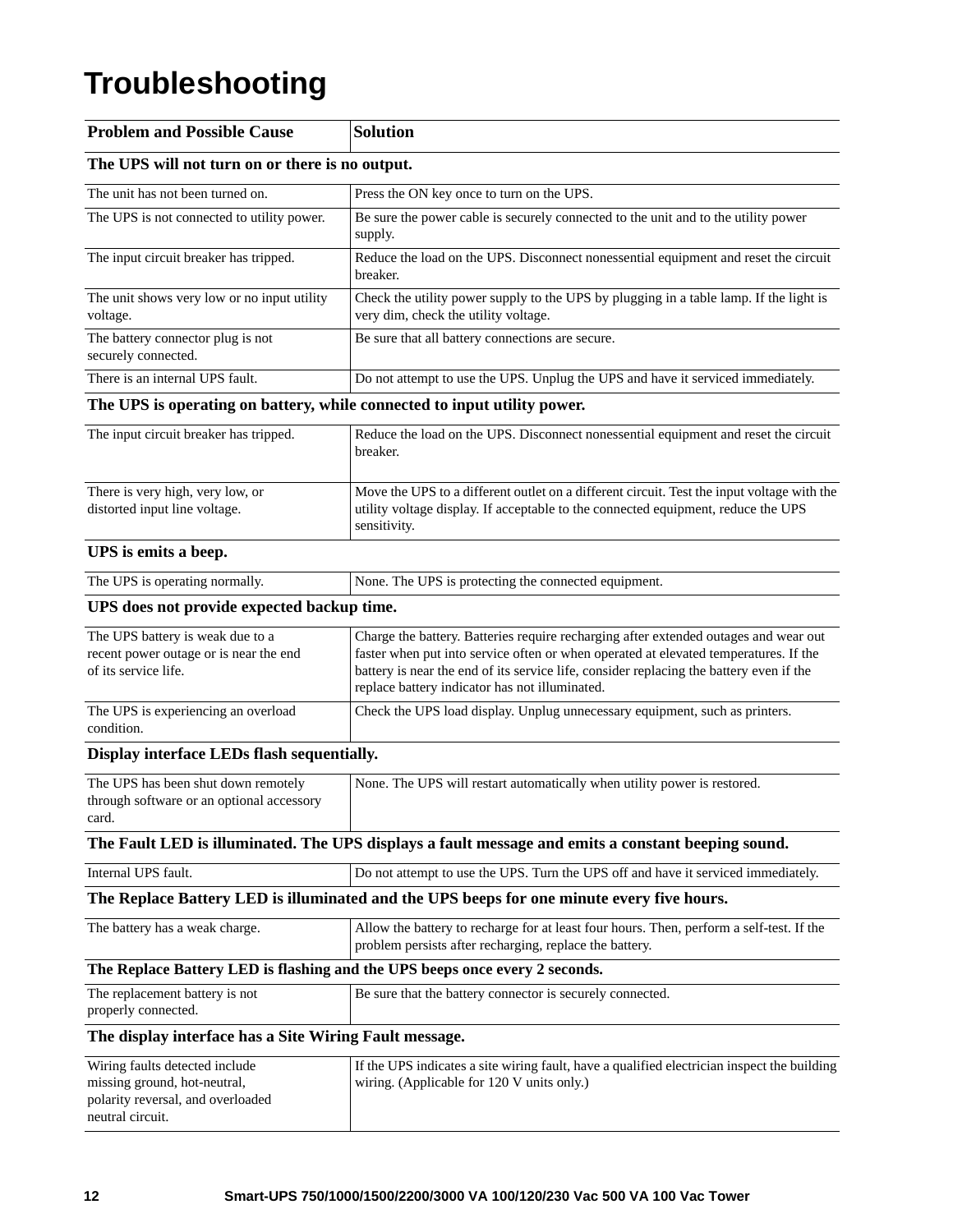# Troubleshooting

| Problem and Possible Cause | Solution |
|---|---|
| **The UPS will not turn on or there is no output.** | |
| The unit has not been turned on. | Press the ON key once to turn on the UPS. |
| The UPS is not connected to utility power. | Be sure the power cable is securely connected to the unit and to the utility power supply. |
| The input circuit breaker has tripped. | Reduce the load on the UPS. Disconnect nonessential equipment and reset the circuit breaker. |
| The unit shows very low or no input utility voltage. | Check the utility power supply to the UPS by plugging in a table lamp. If the light is very dim, check the utility voltage. |
| The battery connector plug is not securely connected. | Be sure that all battery connections are secure. |
| There is an internal UPS fault. | Do not attempt to use the UPS. Unplug the UPS and have it serviced immediately. |
| **The UPS is operating on battery, while connected to input utility power.** | |
| The input circuit breaker has tripped. | Reduce the load on the UPS. Disconnect nonessential equipment and reset the circuit breaker. |
| There is very high, very low, or distorted input line voltage. | Move the UPS to a different outlet on a different circuit. Test the input voltage with the utility voltage display. If acceptable to the connected equipment, reduce the UPS sensitivity. |
| **UPS is emits a beep.** | |
| The UPS is operating normally. | None. The UPS is protecting the connected equipment. |
| **UPS does not provide expected backup time.** | |
| The UPS battery is weak due to a recent power outage or is near the end of its service life. | Charge the battery. Batteries require recharging after extended outages and wear out faster when put into service often or when operated at elevated temperatures. If the battery is near the end of its service life, consider replacing the battery even if the replace battery indicator has not illuminated. |
| The UPS is experiencing an overload condition. | Check the UPS load display. Unplug unnecessary equipment, such as printers. |
| **Display interface LEDs flash sequentially.** | |
| The UPS has been shut down remotely through software or an optional accessory card. | None. The UPS will restart automatically when utility power is restored. |
| **The Fault LED is illuminated. The UPS displays a fault message and emits a constant beeping sound.** | |
| Internal UPS fault. | Do not attempt to use the UPS. Turn the UPS off and have it serviced immediately. |
| **The Replace Battery LED is illuminated and the UPS beeps for one minute every five hours.** | |
| The battery has a weak charge. | Allow the battery to recharge for at least four hours. Then, perform a self-test. If the problem persists after recharging, replace the battery. |
| **The Replace Battery LED is flashing and the UPS beeps once every 2 seconds.** | |
| The replacement battery is not properly connected. | Be sure that the battery connector is securely connected. |
| **The display interface has a Site Wiring Fault message.** | |
| Wiring faults detected include missing ground, hot-neutral, polarity reversal, and overloaded neutral circuit. | If the UPS indicates a site wiring fault, have a qualified electrician inspect the building wiring. (Applicable for 120 V units only.) |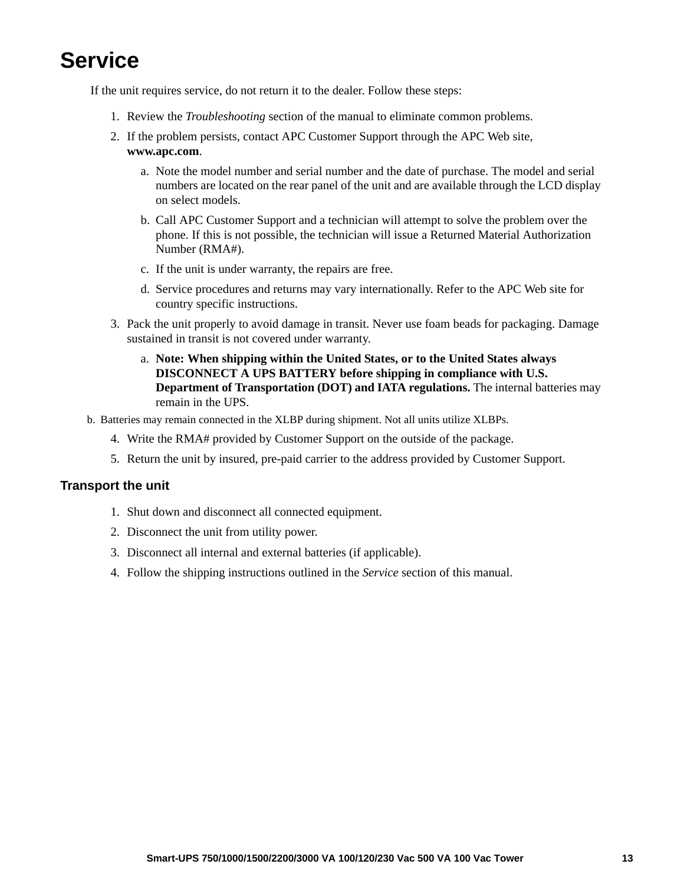# Service

If the unit requires service, do not return it to the dealer. Follow these steps:

1. Review the *Troubleshooting* section of the manual to eliminate common problems.
2. If the problem persists, contact APC Customer Support through the APC Web site, **www.apc.com**.
   a. Note the model number and serial number and the date of purchase. The model and serial numbers are located on the rear panel of the unit and are available through the LCD display on select models.
   b. Call APC Customer Support and a technician will attempt to solve the problem over the phone. If this is not possible, the technician will issue a Returned Material Authorization Number (RMA#).
   c. If the unit is under warranty, the repairs are free.
   d. Service procedures and returns may vary internationally. Refer to the APC Web site for country specific instructions.
3. Pack the unit properly to avoid damage in transit. Never use foam beads for packaging. Damage sustained in transit is not covered under warranty.
   a. **Note: When shipping within the United States, or to the United States always DISCONNECT A UPS BATTERY before shipping in compliance with U.S. Department of Transportation (DOT) and IATA regulations.** The internal batteries may remain in the UPS.
   b. Batteries may remain connected in the XLBP during shipment. Not all units utilize XLBPs.
4. Write the RMA# provided by Customer Support on the outside of the package.
5. Return the unit by insured, pre-paid carrier to the address provided by Customer Support.

## Transport the unit

1. Shut down and disconnect all connected equipment.
2. Disconnect the unit from utility power.
3. Disconnect all internal and external batteries (if applicable).
4. Follow the shipping instructions outlined in the *Service* section of this manual.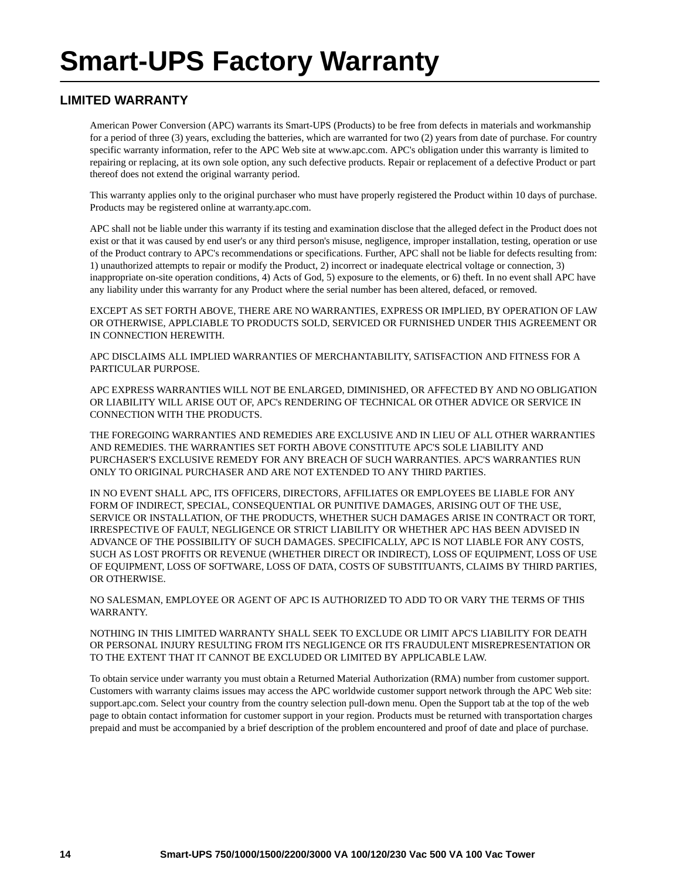# Smart-UPS Factory Warranty

## LIMITED WARRANTY

American Power Conversion (APC) warrants its Smart-UPS (Products) to be free from defects in materials and workmanship for a period of three (3) years, excluding the batteries, which are warranted for two (2) years from date of purchase. For country specific warranty information, refer to the APC Web site at www.apc.com. APC's obligation under this warranty is limited to repairing or replacing, at its own sole option, any such defective products. Repair or replacement of a defective Product or part thereof does not extend the original warranty period.

This warranty applies only to the original purchaser who must have properly registered the Product within 10 days of purchase. Products may be registered online at warranty.apc.com.

APC shall not be liable under this warranty if its testing and examination disclose that the alleged defect in the Product does not exist or that it was caused by end user's or any third person's misuse, negligence, improper installation, testing, operation or use of the Product contrary to APC's recommendations or specifications. Further, APC shall not be liable for defects resulting from: 1) unauthorized attempts to repair or modify the Product, 2) incorrect or inadequate electrical voltage or connection, 3) inappropriate on-site operation conditions, 4) Acts of God, 5) exposure to the elements, or 6) theft. In no event shall APC have any liability under this warranty for any Product where the serial number has been altered, defaced, or removed.

EXCEPT AS SET FORTH ABOVE, THERE ARE NO WARRANTIES, EXPRESS OR IMPLIED, BY OPERATION OF LAW OR OTHERWISE, APPLCIABLE TO PRODUCTS SOLD, SERVICED OR FURNISHED UNDER THIS AGREEMENT OR IN CONNECTION HEREWITH.

APC DISCLAIMS ALL IMPLIED WARRANTIES OF MERCHANTABILITY, SATISFACTION AND FITNESS FOR A PARTICULAR PURPOSE.

APC EXPRESS WARRANTIES WILL NOT BE ENLARGED, DIMINISHED, OR AFFECTED BY AND NO OBLIGATION OR LIABILITY WILL ARISE OUT OF, APC's RENDERING OF TECHNICAL OR OTHER ADVICE OR SERVICE IN CONNECTION WITH THE PRODUCTS.

THE FOREGOING WARRANTIES AND REMEDIES ARE EXCLUSIVE AND IN LIEU OF ALL OTHER WARRANTIES AND REMEDIES. THE WARRANTIES SET FORTH ABOVE CONSTITUTE APC'S SOLE LIABILITY AND PURCHASER'S EXCLUSIVE REMEDY FOR ANY BREACH OF SUCH WARRANTIES. APC'S WARRANTIES RUN ONLY TO ORIGINAL PURCHASER AND ARE NOT EXTENDED TO ANY THIRD PARTIES.

IN NO EVENT SHALL APC, ITS OFFICERS, DIRECTORS, AFFILIATES OR EMPLOYEES BE LIABLE FOR ANY FORM OF INDIRECT, SPECIAL, CONSEQUENTIAL OR PUNITIVE DAMAGES, ARISING OUT OF THE USE, SERVICE OR INSTALLATION, OF THE PRODUCTS, WHETHER SUCH DAMAGES ARISE IN CONTRACT OR TORT, IRRESPECTIVE OF FAULT, NEGLIGENCE OR STRICT LIABILITY OR WHETHER APC HAS BEEN ADVISED IN ADVANCE OF THE POSSIBILITY OF SUCH DAMAGES. SPECIFICALLY, APC IS NOT LIABLE FOR ANY COSTS, SUCH AS LOST PROFITS OR REVENUE (WHETHER DIRECT OR INDIRECT), LOSS OF EQUIPMENT, LOSS OF USE OF EQUIPMENT, LOSS OF SOFTWARE, LOSS OF DATA, COSTS OF SUBSTITUANTS, CLAIMS BY THIRD PARTIES, OR OTHERWISE.

NO SALESMAN, EMPLOYEE OR AGENT OF APC IS AUTHORIZED TO ADD TO OR VARY THE TERMS OF THIS WARRANTY.

NOTHING IN THIS LIMITED WARRANTY SHALL SEEK TO EXCLUDE OR LIMIT APC'S LIABILITY FOR DEATH OR PERSONAL INJURY RESULTING FROM ITS NEGLIGENCE OR ITS FRAUDULENT MISREPRESENTATION OR TO THE EXTENT THAT IT CANNOT BE EXCLUDED OR LIMITED BY APPLICABLE LAW.

To obtain service under warranty you must obtain a Returned Material Authorization (RMA) number from customer support. Customers with warranty claims issues may access the APC worldwide customer support network through the APC Web site: support.apc.com. Select your country from the country selection pull-down menu. Open the Support tab at the top of the web page to obtain contact information for customer support in your region. Products must be returned with transportation charges prepaid and must be accompanied by a brief description of the problem encountered and proof of date and place of purchase.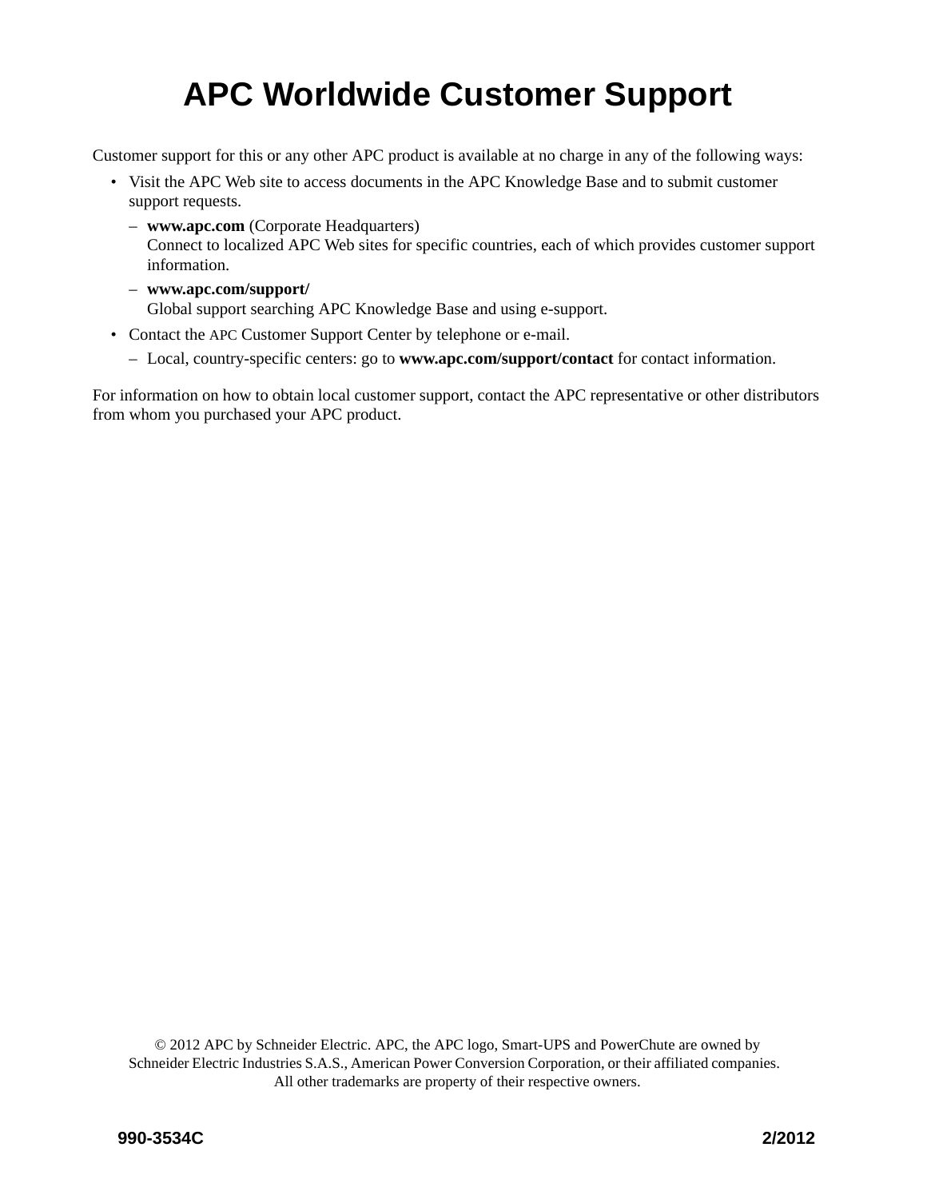# APC Worldwide Customer Support

Customer support for this or any other APC product is available at no charge in any of the following ways:

- Visit the APC Web site to access documents in the APC Knowledge Base and to submit customer support requests.
  - **www.apc.com** (Corporate Headquarters)
    Connect to localized APC Web sites for specific countries, each of which provides customer support information.
  - **www.apc.com/support/**
    Global support searching APC Knowledge Base and using e-support.
- Contact the APC Customer Support Center by telephone or e-mail.
  - Local, country-specific centers: go to **www.apc.com/support/contact** for contact information.

For information on how to obtain local customer support, contact the APC representative or other distributors from whom you purchased your APC product.

© 2012 APC by Schneider Electric. APC, the APC logo, Smart-UPS and PowerChute are owned by Schneider Electric Industries S.A.S., American Power Conversion Corporation, or their affiliated companies. All other trademarks are property of their respective owners.

**990-3534C** **2/2012**